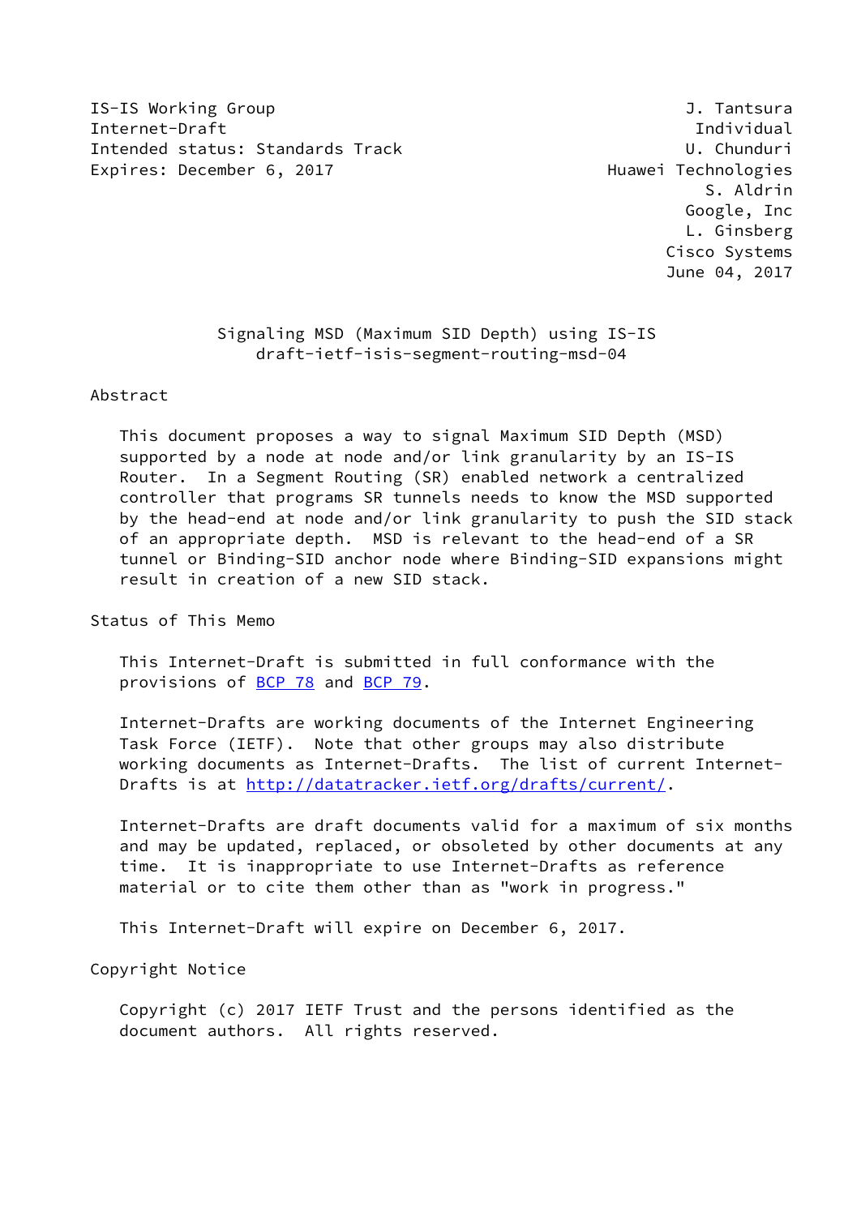IS-IS Working Group J. Tantsura
Internet-Draft Individual
Intended status: Standards Track U. Chunduri
Expires: December 6, 2017 Huawei Technologies
S. Aldrin
Google, Inc
L. Ginsberg
Cisco Systems
June 04, 2017

# Signaling MSD (Maximum SID Depth) using IS-IS
draft-ietf-isis-segment-routing-msd-04

## Abstract

This document proposes a way to signal Maximum SID Depth (MSD) supported by a node at node and/or link granularity by an IS-IS Router. In a Segment Routing (SR) enabled network a centralized controller that programs SR tunnels needs to know the MSD supported by the head-end at node and/or link granularity to push the SID stack of an appropriate depth. MSD is relevant to the head-end of a SR tunnel or Binding-SID anchor node where Binding-SID expansions might result in creation of a new SID stack.

## Status of This Memo

This Internet-Draft is submitted in full conformance with the provisions of BCP 78 and BCP 79.

Internet-Drafts are working documents of the Internet Engineering Task Force (IETF). Note that other groups may also distribute working documents as Internet-Drafts. The list of current Internet-Drafts is at http://datatracker.ietf.org/drafts/current/.

Internet-Drafts are draft documents valid for a maximum of six months and may be updated, replaced, or obsoleted by other documents at any time. It is inappropriate to use Internet-Drafts as reference material or to cite them other than as "work in progress."

This Internet-Draft will expire on December 6, 2017.

## Copyright Notice

Copyright (c) 2017 IETF Trust and the persons identified as the document authors. All rights reserved.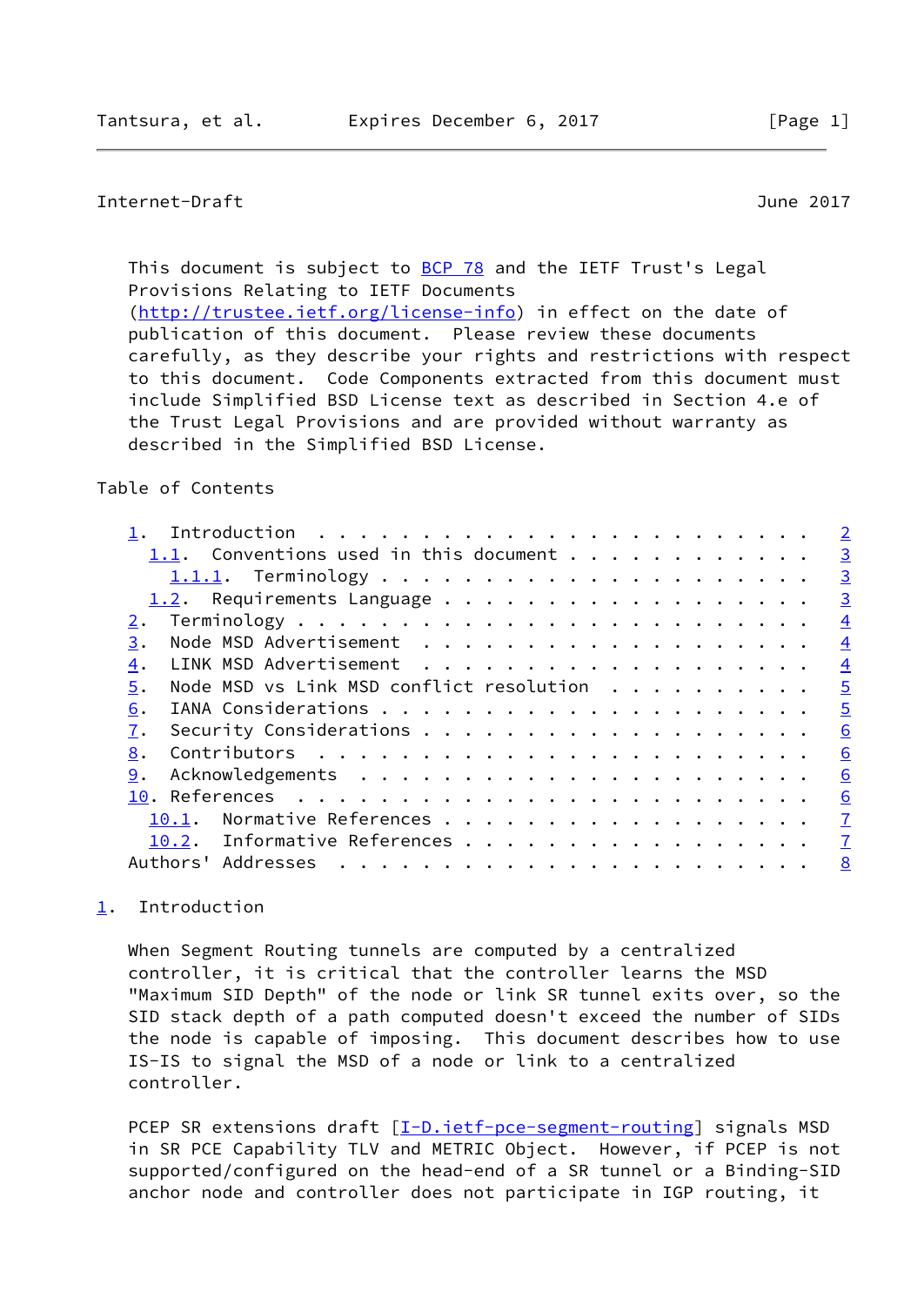This document is subject to BCP 78 and the IETF Trust's Legal Provisions Relating to IETF Documents (http://trustee.ietf.org/license-info) in effect on the date of publication of this document. Please review these documents carefully, as they describe your rights and restrictions with respect to this document. Code Components extracted from this document must include Simplified BSD License text as described in Section 4.e of the Trust Legal Provisions and are provided without warranty as described in the Simplified BSD License.

Table of Contents

```
   1.  Introduction . . . . . . . . . . . . . . . . . . . . . . . .   2
     1.1.  Conventions used in this document . . . . . . . . . . . .   3
       1.1.1.  Terminology . . . . . . . . . . . . . . . . . . . . .   3
     1.2.  Requirements Language . . . . . . . . . . . . . . . . . .   3
   2.  Terminology . . . . . . . . . . . . . . . . . . . . . . . . .   4
   3.  Node MSD Advertisement  . . . . . . . . . . . . . . . . . . .   4
   4.  LINK MSD Advertisement  . . . . . . . . . . . . . . . . . . .   4
   5.  Node MSD vs Link MSD conflict resolution  . . . . . . . . . .   5
   6.  IANA Considerations . . . . . . . . . . . . . . . . . . . . .   5
   7.  Security Considerations . . . . . . . . . . . . . . . . . . .   6
   8.  Contributors  . . . . . . . . . . . . . . . . . . . . . . . .   6
   9.  Acknowledgements  . . . . . . . . . . . . . . . . . . . . . .   6
   10. References  . . . . . . . . . . . . . . . . . . . . . . . . .   6
     10.1.  Normative References . . . . . . . . . . . . . . . . . .   7
     10.2.  Informative References . . . . . . . . . . . . . . . . .   7
   Authors' Addresses  . . . . . . . . . . . . . . . . . . . . . . .   8
```

## 1. Introduction

When Segment Routing tunnels are computed by a centralized controller, it is critical that the controller learns the MSD "Maximum SID Depth" of the node or link SR tunnel exits over, so the SID stack depth of a path computed doesn't exceed the number of SIDs the node is capable of imposing. This document describes how to use IS-IS to signal the MSD of a node or link to a centralized controller.

PCEP SR extensions draft [I-D.ietf-pce-segment-routing] signals MSD in SR PCE Capability TLV and METRIC Object. However, if PCEP is not supported/configured on the head-end of a SR tunnel or a Binding-SID anchor node and controller does not participate in IGP routing, it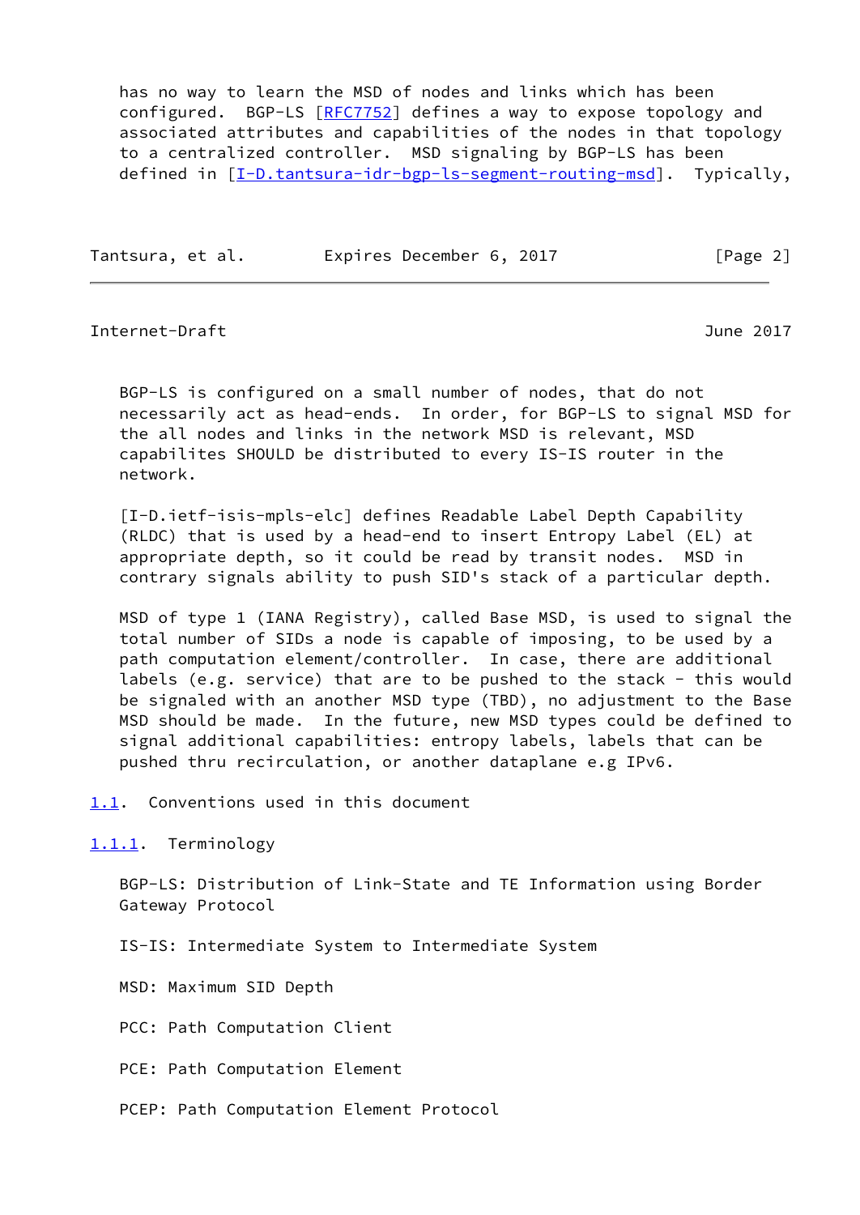has no way to learn the MSD of nodes and links which has been configured. BGP-LS [RFC7752] defines a way to expose topology and associated attributes and capabilities of the nodes in that topology to a centralized controller. MSD signaling by BGP-LS has been defined in [I-D.tantsura-idr-bgp-ls-segment-routing-msd]. Typically, BGP-LS is configured on a small number of nodes, that do not necessarily act as head-ends. In order, for BGP-LS to signal MSD for the all nodes and links in the network MSD is relevant, MSD capabilites SHOULD be distributed to every IS-IS router in the network.

[I-D.ietf-isis-mpls-elc] defines Readable Label Depth Capability (RLDC) that is used by a head-end to insert Entropy Label (EL) at appropriate depth, so it could be read by transit nodes. MSD in contrary signals ability to push SID's stack of a particular depth.

MSD of type 1 (IANA Registry), called Base MSD, is used to signal the total number of SIDs a node is capable of imposing, to be used by a path computation element/controller. In case, there are additional labels (e.g. service) that are to be pushed to the stack - this would be signaled with an another MSD type (TBD), no adjustment to the Base MSD should be made. In the future, new MSD types could be defined to signal additional capabilities: entropy labels, labels that can be pushed thru recirculation, or another dataplane e.g IPv6.

## 1.1. Conventions used in this document

### 1.1.1. Terminology

BGP-LS: Distribution of Link-State and TE Information using Border Gateway Protocol

IS-IS: Intermediate System to Intermediate System

MSD: Maximum SID Depth

PCC: Path Computation Client

PCE: Path Computation Element

PCEP: Path Computation Element Protocol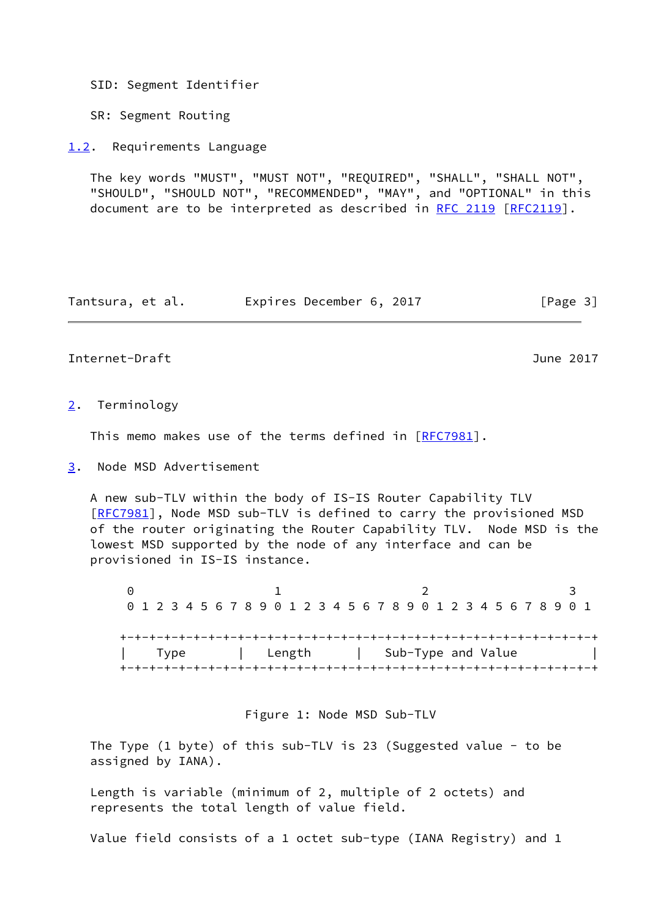SID: Segment Identifier

SR: Segment Routing

## 1.2. Requirements Language

The key words "MUST", "MUST NOT", "REQUIRED", "SHALL", "SHALL NOT", "SHOULD", "SHOULD NOT", "RECOMMENDED", "MAY", and "OPTIONAL" in this document are to be interpreted as described in RFC 2119 [RFC2119].

# 2. Terminology

This memo makes use of the terms defined in [RFC7981].

# 3. Node MSD Advertisement

A new sub-TLV within the body of IS-IS Router Capability TLV [RFC7981], Node MSD sub-TLV is defined to carry the provisioned MSD of the router originating the Router Capability TLV. Node MSD is the lowest MSD supported by the node of any interface and can be provisioned in IS-IS instance.

```
 0                   1                   2                   3
 0 1 2 3 4 5 6 7 8 9 0 1 2 3 4 5 6 7 8 9 0 1 2 3 4 5 6 7 8 9 0 1

+-+-+-+-+-+-+-+-+-+-+-+-+-+-+-+-+-+-+-+-+-+-+-+-+-+-+-+-+-+-+-+-+
|    Type       |   Length      |   Sub-Type and Value          |
+-+-+-+-+-+-+-+-+-+-+-+-+-+-+-+-+-+-+-+-+-+-+-+-+-+-+-+-+-+-+-+-+
```

Figure 1: Node MSD Sub-TLV

The Type (1 byte) of this sub-TLV is 23 (Suggested value - to be assigned by IANA).

Length is variable (minimum of 2, multiple of 2 octets) and represents the total length of value field.

Value field consists of a 1 octet sub-type (IANA Registry) and 1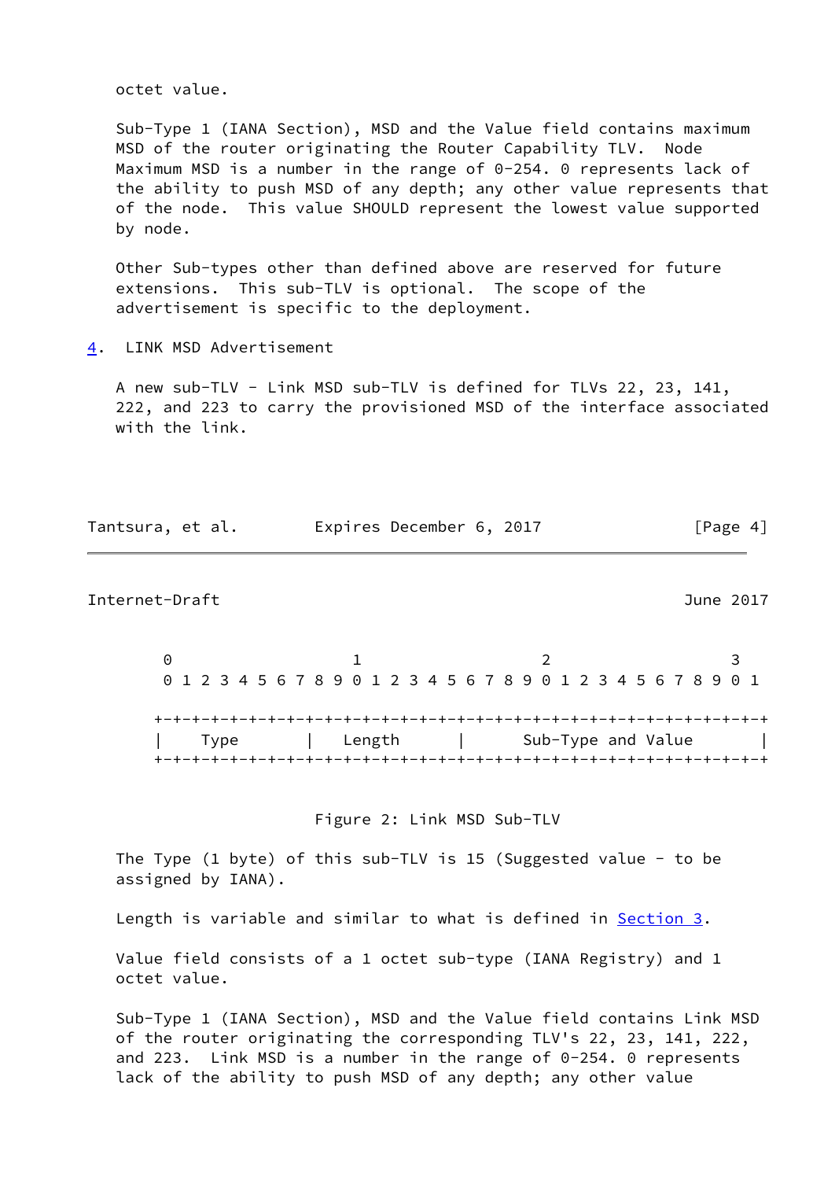octet value.

Sub-Type 1 (IANA Section), MSD and the Value field contains maximum MSD of the router originating the Router Capability TLV. Node Maximum MSD is a number in the range of 0-254. 0 represents lack of the ability to push MSD of any depth; any other value represents that of the node. This value SHOULD represent the lowest value supported by node.

Other Sub-types other than defined above are reserved for future extensions. This sub-TLV is optional. The scope of the advertisement is specific to the deployment.

## 4. LINK MSD Advertisement

A new sub-TLV - Link MSD sub-TLV is defined for TLVs 22, 23, 141, 222, and 223 to carry the provisioned MSD of the interface associated with the link.

```
 0                   1                   2                   3
 0 1 2 3 4 5 6 7 8 9 0 1 2 3 4 5 6 7 8 9 0 1 2 3 4 5 6 7 8 9 0 1

+-+-+-+-+-+-+-+-+-+-+-+-+-+-+-+-+-+-+-+-+-+-+-+-+-+-+-+-+-+-+-+-+
|    Type       |   Length      |      Sub-Type and Value       |
+-+-+-+-+-+-+-+-+-+-+-+-+-+-+-+-+-+-+-+-+-+-+-+-+-+-+-+-+-+-+-+-+
```

Figure 2: Link MSD Sub-TLV

The Type (1 byte) of this sub-TLV is 15 (Suggested value - to be assigned by IANA).

Length is variable and similar to what is defined in Section 3.

Value field consists of a 1 octet sub-type (IANA Registry) and 1 octet value.

Sub-Type 1 (IANA Section), MSD and the Value field contains Link MSD of the router originating the corresponding TLV's 22, 23, 141, 222, and 223. Link MSD is a number in the range of 0-254. 0 represents lack of the ability to push MSD of any depth; any other value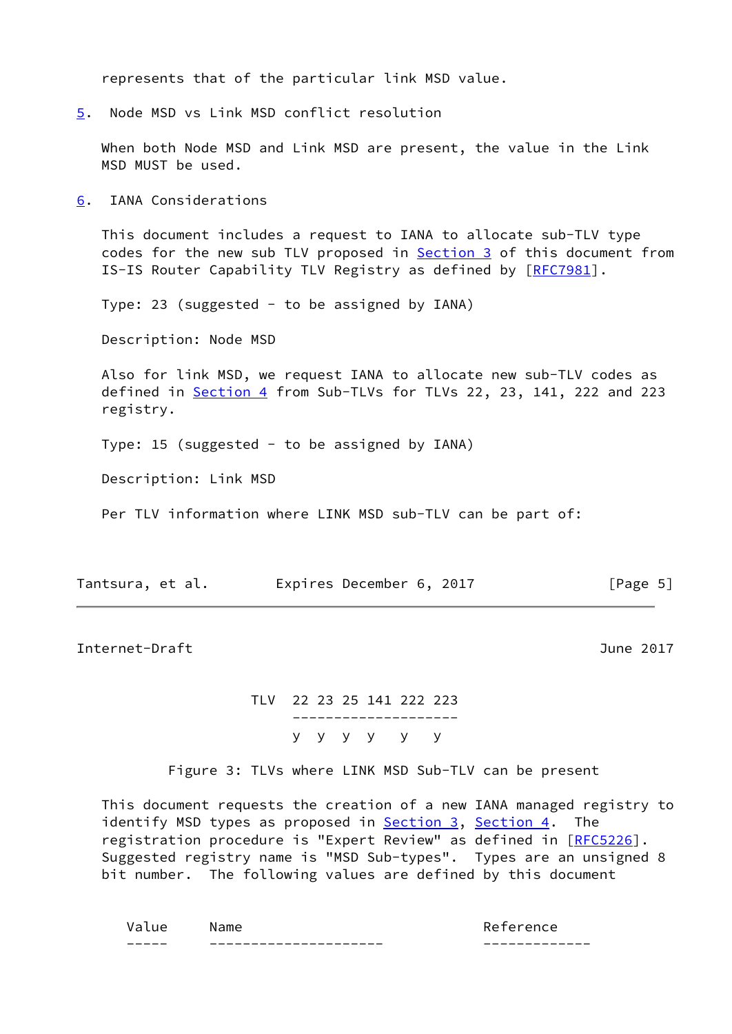represents that of the particular link MSD value.

## 5. Node MSD vs Link MSD conflict resolution

When both Node MSD and Link MSD are present, the value in the Link MSD MUST be used.

## 6. IANA Considerations

This document includes a request to IANA to allocate sub-TLV type codes for the new sub TLV proposed in Section 3 of this document from IS-IS Router Capability TLV Registry as defined by [RFC7981].

Type: 23 (suggested - to be assigned by IANA)

Description: Node MSD

Also for link MSD, we request IANA to allocate new sub-TLV codes as defined in Section 4 from Sub-TLVs for TLVs 22, 23, 141, 222 and 223 registry.

Type: 15 (suggested - to be assigned by IANA)

Description: Link MSD

Per TLV information where LINK MSD sub-TLV can be part of:

```
                   TLV  22 23 25 141 222 223
                        --------------------
                        y  y  y  y    y   y
```

Figure 3: TLVs where LINK MSD Sub-TLV can be present

This document requests the creation of a new IANA managed registry to identify MSD types as proposed in Section 3, Section 4. The registration procedure is "Expert Review" as defined in [RFC5226]. Suggested registry name is "MSD Sub-types". Types are an unsigned 8 bit number. The following values are defined by this document

```
      Value     Name                                 Reference
      -----     ---------------------                -------------
```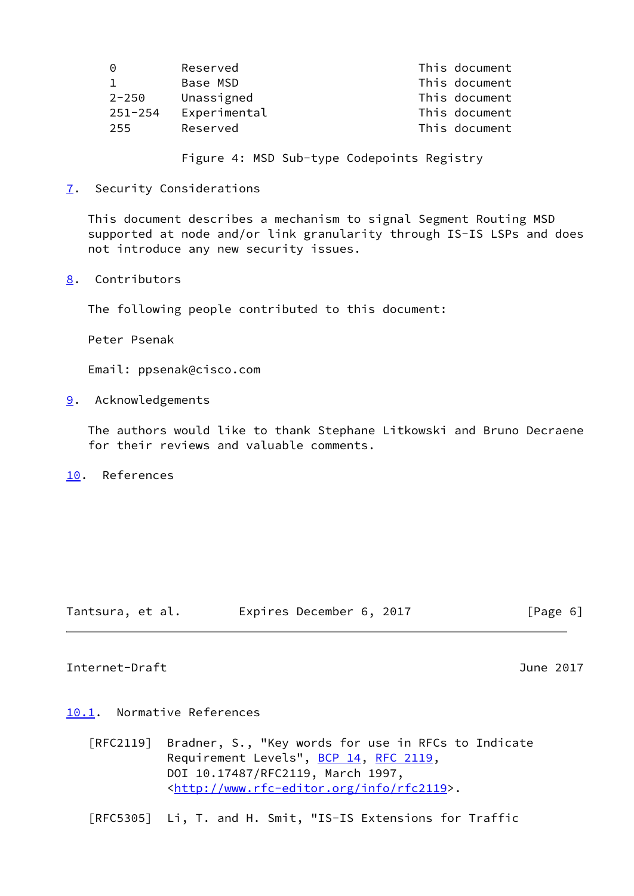| Value | Name | Reference |
|---|---|---|
| 0 | Reserved | This document |
| 1 | Base MSD | This document |
| 2-250 | Unassigned | This document |
| 251-254 | Experimental | This document |
| 255 | Reserved | This document |

Figure 4: MSD Sub-type Codepoints Registry

## 7. Security Considerations

This document describes a mechanism to signal Segment Routing MSD supported at node and/or link granularity through IS-IS LSPs and does not introduce any new security issues.

## 8. Contributors

The following people contributed to this document:

Peter Psenak

Email: ppsenak@cisco.com

## 9. Acknowledgements

The authors would like to thank Stephane Litkowski and Bruno Decraene for their reviews and valuable comments.

## 10. References

### 10.1. Normative References

[RFC2119] Bradner, S., "Key words for use in RFCs to Indicate Requirement Levels", BCP 14, RFC 2119, DOI 10.17487/RFC2119, March 1997, <http://www.rfc-editor.org/info/rfc2119>.

[RFC5305] Li, T. and H. Smit, "IS-IS Extensions for Traffic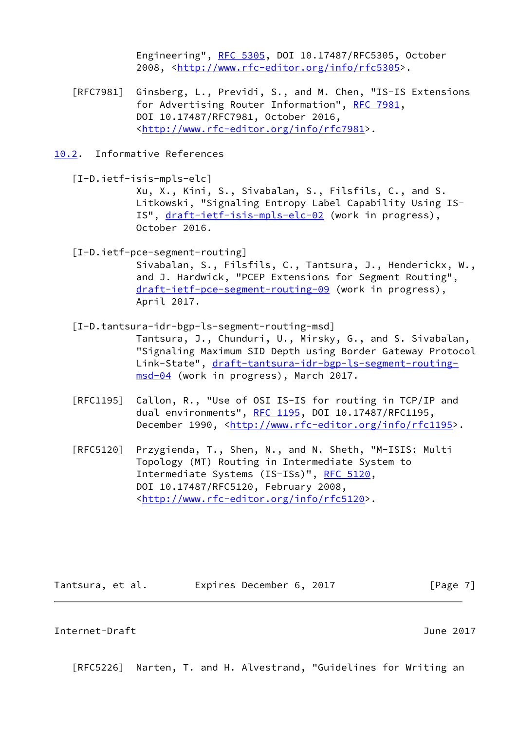Engineering", RFC 5305, DOI 10.17487/RFC5305, October 2008, <http://www.rfc-editor.org/info/rfc5305>.

[RFC7981] Ginsberg, L., Previdi, S., and M. Chen, "IS-IS Extensions for Advertising Router Information", RFC 7981, DOI 10.17487/RFC7981, October 2016, <http://www.rfc-editor.org/info/rfc7981>.

## 10.2. Informative References

[I-D.ietf-isis-mpls-elc]
Xu, X., Kini, S., Sivabalan, S., Filsfils, C., and S. Litkowski, "Signaling Entropy Label Capability Using IS-IS", draft-ietf-isis-mpls-elc-02 (work in progress), October 2016.

[I-D.ietf-pce-segment-routing]
Sivabalan, S., Filsfils, C., Tantsura, J., Henderickx, W., and J. Hardwick, "PCEP Extensions for Segment Routing", draft-ietf-pce-segment-routing-09 (work in progress), April 2017.

[I-D.tantsura-idr-bgp-ls-segment-routing-msd]
Tantsura, J., Chunduri, U., Mirsky, G., and S. Sivabalan, "Signaling Maximum SID Depth using Border Gateway Protocol Link-State", draft-tantsura-idr-bgp-ls-segment-routing-msd-04 (work in progress), March 2017.

[RFC1195] Callon, R., "Use of OSI IS-IS for routing in TCP/IP and dual environments", RFC 1195, DOI 10.17487/RFC1195, December 1990, <http://www.rfc-editor.org/info/rfc1195>.

[RFC5120] Przygienda, T., Shen, N., and N. Sheth, "M-ISIS: Multi Topology (MT) Routing in Intermediate System to Intermediate Systems (IS-ISs)", RFC 5120, DOI 10.17487/RFC5120, February 2008, <http://www.rfc-editor.org/info/rfc5120>.

[RFC5226] Narten, T. and H. Alvestrand, "Guidelines for Writing an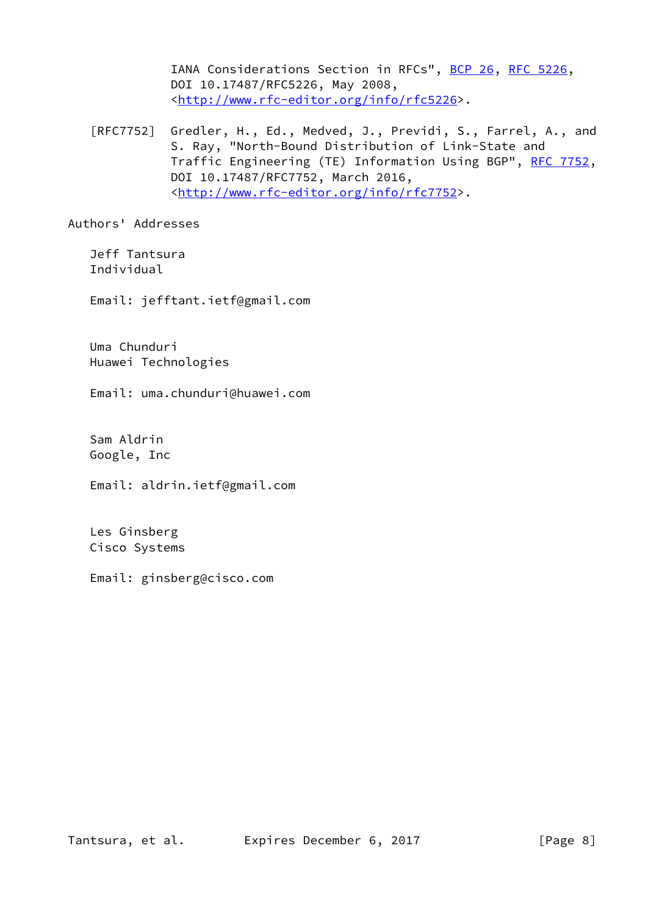IANA Considerations Section in RFCs", BCP 26, RFC 5226, DOI 10.17487/RFC5226, May 2008, <http://www.rfc-editor.org/info/rfc5226>.

[RFC7752] Gredler, H., Ed., Medved, J., Previdi, S., Farrel, A., and S. Ray, "North-Bound Distribution of Link-State and Traffic Engineering (TE) Information Using BGP", RFC 7752, DOI 10.17487/RFC7752, March 2016, <http://www.rfc-editor.org/info/rfc7752>.

## Authors' Addresses

Jeff Tantsura
Individual

Email: jefftant.ietf@gmail.com

Uma Chunduri
Huawei Technologies

Email: uma.chunduri@huawei.com

Sam Aldrin
Google, Inc

Email: aldrin.ietf@gmail.com

Les Ginsberg
Cisco Systems

Email: ginsberg@cisco.com